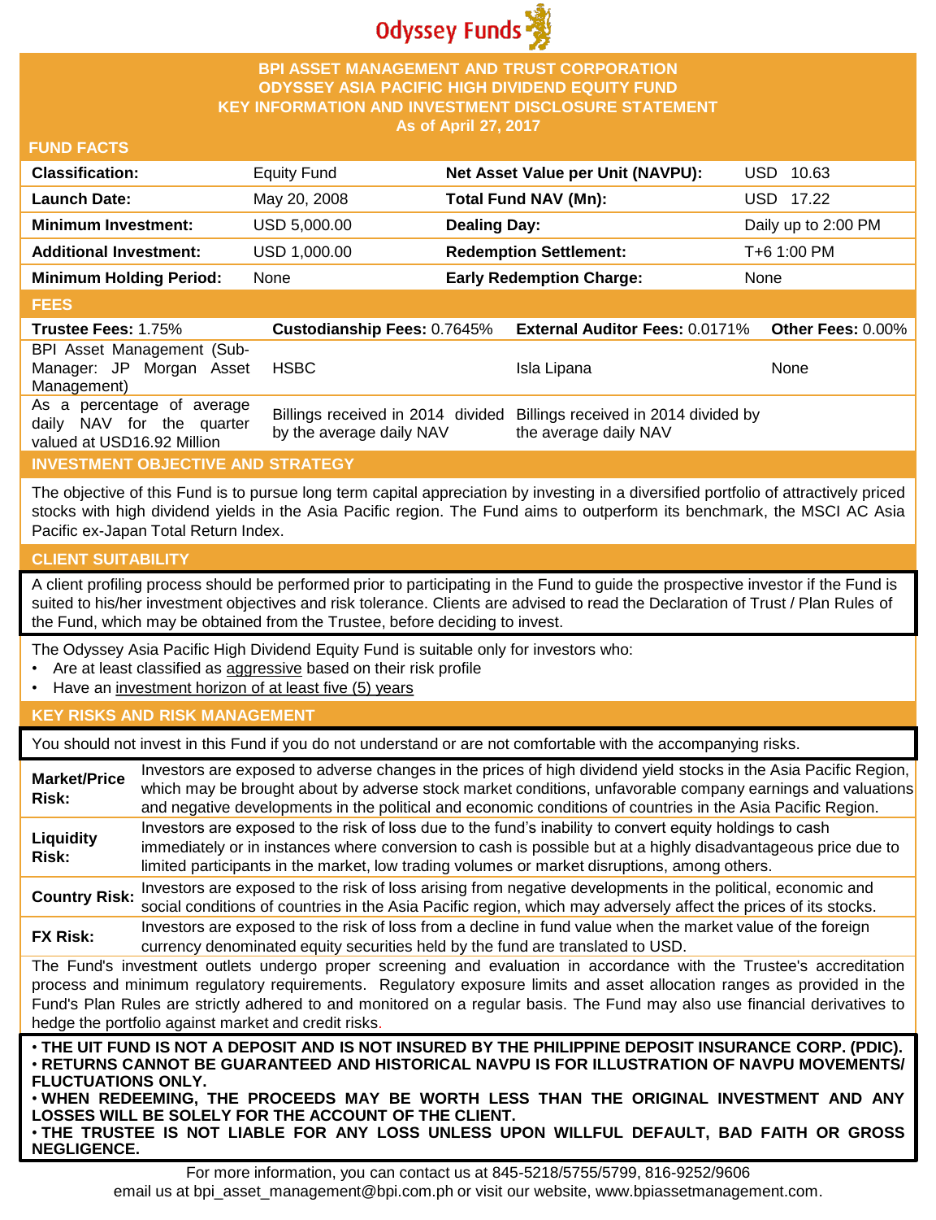Odyssey Funds

# BPI ASSET MANAGEMENT AND TRUST CORPORATION
# ODYSSEY ASIA PACIFIC HIGH DIVIDEND EQUITY FUND
# KEY INFORMATION AND INVESTMENT DISCLOSURE STATEMENT
**As of April 27, 2017**

## FUND FACTS

| | | | |
|---|---|---|---|
| **Classification:** | Equity Fund | **Net Asset Value per Unit (NAVPU):** | USD 10.63 |
| **Launch Date:** | May 20, 2008 | **Total Fund NAV (Mn):** | USD 17.22 |
| **Minimum Investment:** | USD 5,000.00 | **Dealing Day:** | Daily up to 2:00 PM |
| **Additional Investment:** | USD 1,000.00 | **Redemption Settlement:** | T+6 1:00 PM |
| **Minimum Holding Period:** | None | **Early Redemption Charge:** | None |

## FEES

| **Trustee Fees:** 1.75% | **Custodianship Fees:** 0.7645% | **External Auditor Fees:** 0.0171% | **Other Fees:** 0.00% |
|---|---|---|---|
| BPI Asset Management (Sub-Manager: JP Morgan Asset Management) | HSBC | Isla Lipana | None |
| As a percentage of average daily NAV for the quarter valued at USD16.92 Million | Billings received in 2014 divided by the average daily NAV | Billings received in 2014 divided by the average daily NAV | |

## INVESTMENT OBJECTIVE AND STRATEGY

The objective of this Fund is to pursue long term capital appreciation by investing in a diversified portfolio of attractively priced stocks with high dividend yields in the Asia Pacific region. The Fund aims to outperform its benchmark, the MSCI AC Asia Pacific ex-Japan Total Return Index.

## CLIENT SUITABILITY

A client profiling process should be performed prior to participating in the Fund to guide the prospective investor if the Fund is suited to his/her investment objectives and risk tolerance. Clients are advised to read the Declaration of Trust / Plan Rules of the Fund, which may be obtained from the Trustee, before deciding to invest.

The Odyssey Asia Pacific High Dividend Equity Fund is suitable only for investors who:

- Are at least classified as aggressive based on their risk profile
- Have an investment horizon of at least five (5) years

## KEY RISKS AND RISK MANAGEMENT

You should not invest in this Fund if you do not understand or are not comfortable with the accompanying risks.

| | |
|---|---|
| **Market/Price Risk:** | Investors are exposed to adverse changes in the prices of high dividend yield stocks in the Asia Pacific Region, which may be brought about by adverse stock market conditions, unfavorable company earnings and valuations and negative developments in the political and economic conditions of countries in the Asia Pacific Region. |
| **Liquidity Risk:** | Investors are exposed to the risk of loss due to the fund's inability to convert equity holdings to cash immediately or in instances where conversion to cash is possible but at a highly disadvantageous price due to limited participants in the market, low trading volumes or market disruptions, among others. |
| **Country Risk:** | Investors are exposed to the risk of loss arising from negative developments in the political, economic and social conditions of countries in the Asia Pacific region, which may adversely affect the prices of its stocks. |
| **FX Risk:** | Investors are exposed to the risk of loss from a decline in fund value when the market value of the foreign currency denominated equity securities held by the fund are translated to USD. |

The Fund's investment outlets undergo proper screening and evaluation in accordance with the Trustee's accreditation process and minimum regulatory requirements. Regulatory exposure limits and asset allocation ranges as provided in the Fund's Plan Rules are strictly adhered to and monitored on a regular basis. The Fund may also use financial derivatives to hedge the portfolio against market and credit risks.

**• THE UIT FUND IS NOT A DEPOSIT AND IS NOT INSURED BY THE PHILIPPINE DEPOSIT INSURANCE CORP. (PDIC).**
**• RETURNS CANNOT BE GUARANTEED AND HISTORICAL NAVPU IS FOR ILLUSTRATION OF NAVPU MOVEMENTS/ FLUCTUATIONS ONLY.**
**• WHEN REDEEMING, THE PROCEEDS MAY BE WORTH LESS THAN THE ORIGINAL INVESTMENT AND ANY LOSSES WILL BE SOLELY FOR THE ACCOUNT OF THE CLIENT.**
**• THE TRUSTEE IS NOT LIABLE FOR ANY LOSS UNLESS UPON WILLFUL DEFAULT, BAD FAITH OR GROSS NEGLIGENCE.**

For more information, you can contact us at 845-5218/5755/5799, 816-9252/9606
email us at bpi_asset_management@bpi.com.ph or visit our website, www.bpiassetmanagement.com.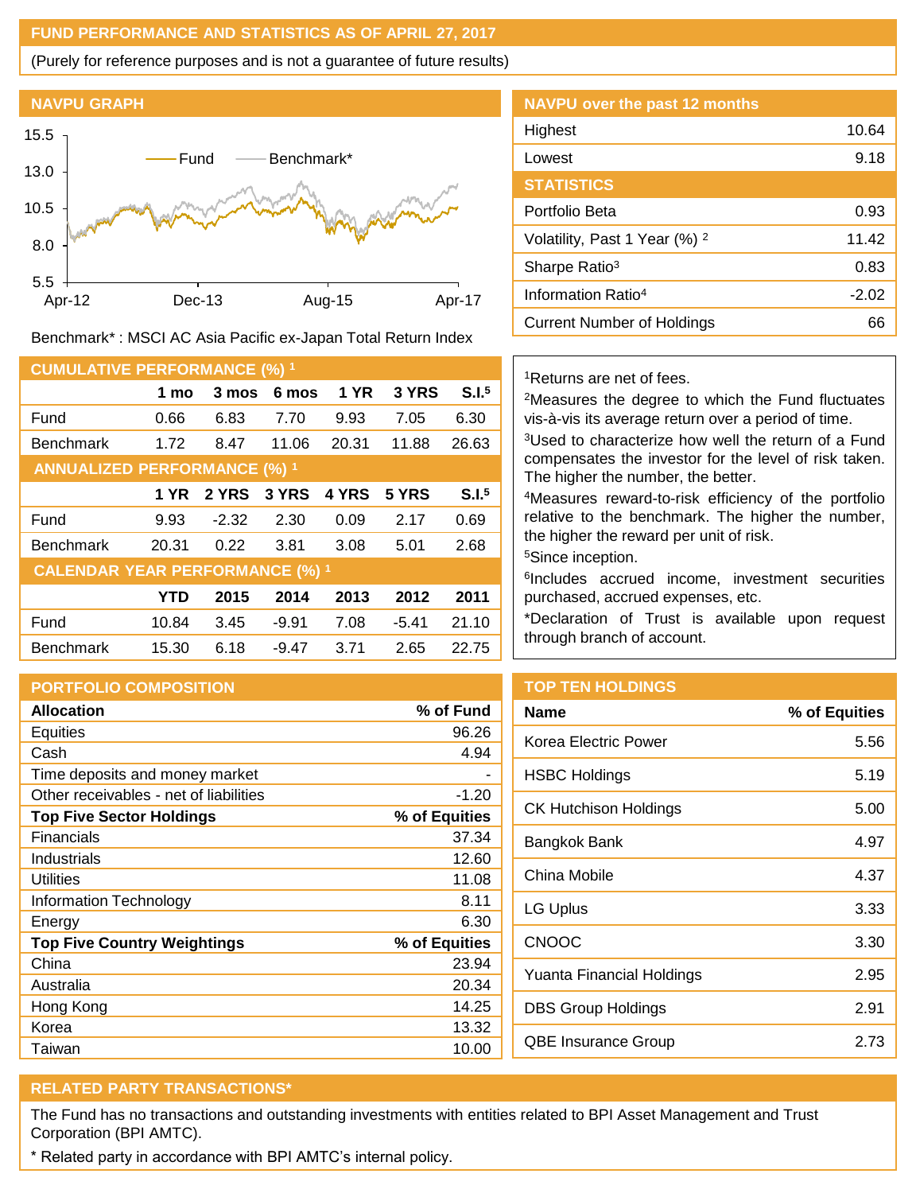## FUND PERFORMANCE AND STATISTICS AS OF APRIL 27, 2017

(Purely for reference purposes and is not a guarantee of future results)

### NAVPU GRAPH

Benchmark* : MSCI AC Asia Pacific ex-Japan Total Return Index

### NAVPU over the past 12 months

| | |
|---|---|
| Highest | 10.64 |
| Lowest | 9.18 |

### STATISTICS

| | |
|---|---|
| Portfolio Beta | 0.93 |
| Volatility, Past 1 Year (%) [2] | 11.42 |
| Sharpe Ratio[3] | 0.83 |
| Information Ratio[4] | -2.02 |
| Current Number of Holdings | 66 |

### CUMULATIVE PERFORMANCE (%) [1]

| | 1 mo | 3 mos | 6 mos | 1 YR | 3 YRS | S.I.[5] |
|---|---|---|---|---|---|---|
| Fund | 0.66 | 6.83 | 7.70 | 9.93 | 7.05 | 6.30 |
| Benchmark | 1.72 | 8.47 | 11.06 | 20.31 | 11.88 | 26.63 |

### ANNUALIZED PERFORMANCE (%) [1]

| | 1 YR | 2 YRS | 3 YRS | 4 YRS | 5 YRS | S.I.[5] |
|---|---|---|---|---|---|---|
| Fund | 9.93 | -2.32 | 2.30 | 0.09 | 2.17 | 0.69 |
| Benchmark | 20.31 | 0.22 | 3.81 | 3.08 | 5.01 | 2.68 |

### CALENDAR YEAR PERFORMANCE (%) [1]

| | YTD | 2015 | 2014 | 2013 | 2012 | 2011 |
|---|---|---|---|---|---|---|
| Fund | 10.84 | 3.45 | -9.91 | 7.08 | -5.41 | 21.10 |
| Benchmark | 15.30 | 6.18 | -9.47 | 3.71 | 2.65 | 22.75 |

[1]Returns are net of fees.

[2]Measures the degree to which the Fund fluctuates vis-à-vis its average return over a period of time.

[3]Used to characterize how well the return of a Fund compensates the investor for the level of risk taken. The higher the number, the better.

[4]Measures reward-to-risk efficiency of the portfolio relative to the benchmark. The higher the number, the higher the reward per unit of risk.

[5]Since inception.

[6]Includes accrued income, investment securities purchased, accrued expenses, etc.

*Declaration of Trust is available upon request through branch of account.

### PORTFOLIO COMPOSITION

| Allocation | % of Fund |
|---|---|
| Equities | 96.26 |
| Cash | 4.94 |
| Time deposits and money market | - |
| Other receivables - net of liabilities | -1.20 |
| **Top Five Sector Holdings** | **% of Equities** |
| Financials | 37.34 |
| Industrials | 12.60 |
| Utilities | 11.08 |
| Information Technology | 8.11 |
| Energy | 6.30 |
| **Top Five Country Weightings** | **% of Equities** |
| China | 23.94 |
| Australia | 20.34 |
| Hong Kong | 14.25 |
| Korea | 13.32 |
| Taiwan | 10.00 |

### TOP TEN HOLDINGS

| Name | % of Equities |
|---|---|
| Korea Electric Power | 5.56 |
| HSBC Holdings | 5.19 |
| CK Hutchison Holdings | 5.00 |
| Bangkok Bank | 4.97 |
| China Mobile | 4.37 |
| LG Uplus | 3.33 |
| CNOOC | 3.30 |
| Yuanta Financial Holdings | 2.95 |
| DBS Group Holdings | 2.91 |
| QBE Insurance Group | 2.73 |

### RELATED PARTY TRANSACTIONS*

The Fund has no transactions and outstanding investments with entities related to BPI Asset Management and Trust Corporation (BPI AMTC).

* Related party in accordance with BPI AMTC's internal policy.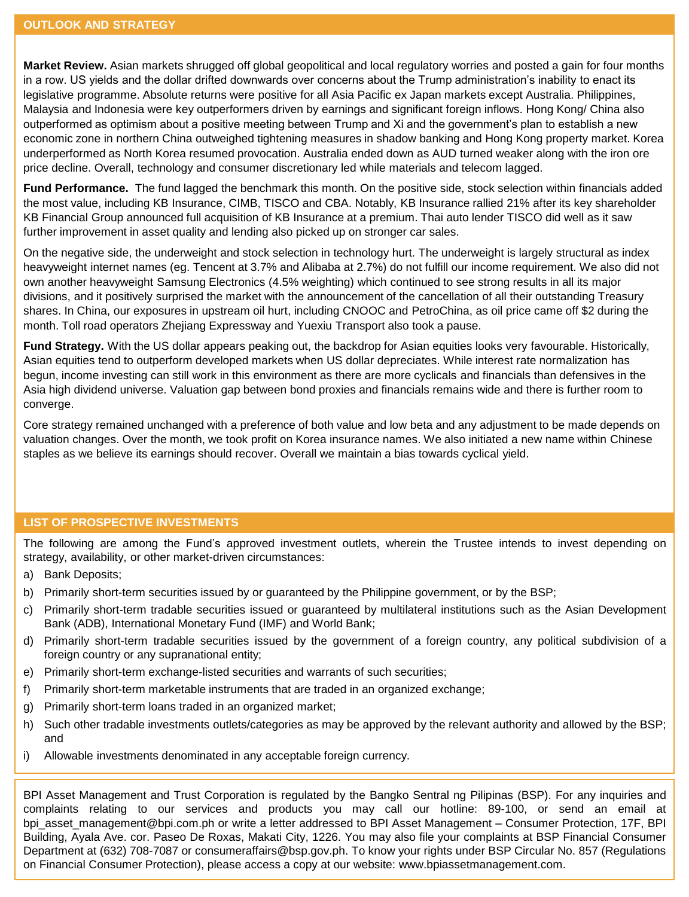## OUTLOOK AND STRATEGY

**Market Review.** Asian markets shrugged off global geopolitical and local regulatory worries and posted a gain for four months in a row. US yields and the dollar drifted downwards over concerns about the Trump administration's inability to enact its legislative programme. Absolute returns were positive for all Asia Pacific ex Japan markets except Australia. Philippines, Malaysia and Indonesia were key outperformers driven by earnings and significant foreign inflows. Hong Kong/ China also outperformed as optimism about a positive meeting between Trump and Xi and the government's plan to establish a new economic zone in northern China outweighed tightening measures in shadow banking and Hong Kong property market. Korea underperformed as North Korea resumed provocation. Australia ended down as AUD turned weaker along with the iron ore price decline. Overall, technology and consumer discretionary led while materials and telecom lagged.

**Fund Performance.** The fund lagged the benchmark this month. On the positive side, stock selection within financials added the most value, including KB Insurance, CIMB, TISCO and CBA. Notably, KB Insurance rallied 21% after its key shareholder KB Financial Group announced full acquisition of KB Insurance at a premium. Thai auto lender TISCO did well as it saw further improvement in asset quality and lending also picked up on stronger car sales.

On the negative side, the underweight and stock selection in technology hurt. The underweight is largely structural as index heavyweight internet names (eg. Tencent at 3.7% and Alibaba at 2.7%) do not fulfill our income requirement. We also did not own another heavyweight Samsung Electronics (4.5% weighting) which continued to see strong results in all its major divisions, and it positively surprised the market with the announcement of the cancellation of all their outstanding Treasury shares. In China, our exposures in upstream oil hurt, including CNOOC and PetroChina, as oil price came off $2 during the month. Toll road operators Zhejiang Expressway and Yuexiu Transport also took a pause.

**Fund Strategy.** With the US dollar appears peaking out, the backdrop for Asian equities looks very favourable. Historically, Asian equities tend to outperform developed markets when US dollar depreciates. While interest rate normalization has begun, income investing can still work in this environment as there are more cyclicals and financials than defensives in the Asia high dividend universe. Valuation gap between bond proxies and financials remains wide and there is further room to converge.

Core strategy remained unchanged with a preference of both value and low beta and any adjustment to be made depends on valuation changes. Over the month, we took profit on Korea insurance names. We also initiated a new name within Chinese staples as we believe its earnings should recover. Overall we maintain a bias towards cyclical yield.

## LIST OF PROSPECTIVE INVESTMENTS

The following are among the Fund's approved investment outlets, wherein the Trustee intends to invest depending on strategy, availability, or other market-driven circumstances:

a) Bank Deposits;
b) Primarily short-term securities issued by or guaranteed by the Philippine government, or by the BSP;
c) Primarily short-term tradable securities issued or guaranteed by multilateral institutions such as the Asian Development Bank (ADB), International Monetary Fund (IMF) and World Bank;
d) Primarily short-term tradable securities issued by the government of a foreign country, any political subdivision of a foreign country or any supranational entity;
e) Primarily short-term exchange-listed securities and warrants of such securities;
f) Primarily short-term marketable instruments that are traded in an organized exchange;
g) Primarily short-term loans traded in an organized market;
h) Such other tradable investments outlets/categories as may be approved by the relevant authority and allowed by the BSP; and
i) Allowable investments denominated in any acceptable foreign currency.

BPI Asset Management and Trust Corporation is regulated by the Bangko Sentral ng Pilipinas (BSP). For any inquiries and complaints relating to our services and products you may call our hotline: 89-100, or send an email at bpi_asset_management@bpi.com.ph or write a letter addressed to BPI Asset Management – Consumer Protection, 17F, BPI Building, Ayala Ave. cor. Paseo De Roxas, Makati City, 1226. You may also file your complaints at BSP Financial Consumer Department at (632) 708-7087 or consumeraffairs@bsp.gov.ph. To know your rights under BSP Circular No. 857 (Regulations on Financial Consumer Protection), please access a copy at our website: www.bpiassetmanagement.com.